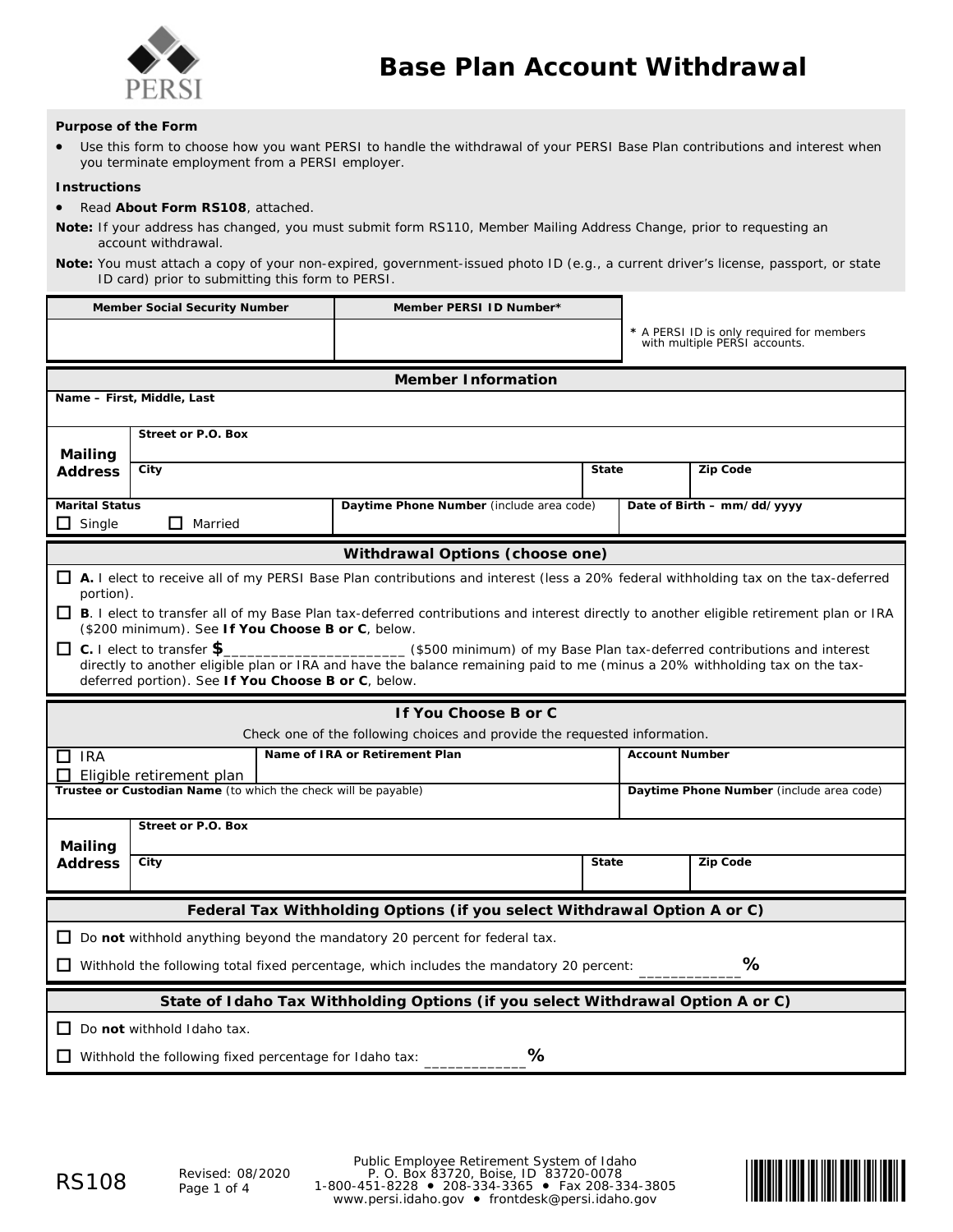PERSI

# Base Plan Account Withdrawal

**Purpose of the Form**

- Use this form to choose how you want PERSI to handle the withdrawal of your PERSI Base Plan contributions and interest when you terminate employment from a PERSI employer.

**Instructions**

- Read **About Form RS108**, attached.

**Note:** If your address has changed, you must submit form RS110, Member Mailing Address Change, prior to requesting an account withdrawal.

**Note:** You must attach a copy of your non-expired, government-issued photo ID (e.g., a current driver's license, passport, or state ID card) prior to submitting this form to PERSI.

| Member Social Security Number | Member PERSI ID Number* |
|---|---|
| | |

\* A PERSI ID is only required for members with multiple PERSI accounts.

## Member Information

| Name – First, Middle, Last | | | |
|---|---|---|---|
| **Mailing Address** | Street or P.O. Box | | |
| | City | State | Zip Code |
| Marital Status ☐ Single ☐ Married | Daytime Phone Number (include area code) | Date of Birth – mm/dd/yyyy | |

## Withdrawal Options (choose one)

☐ **A.** I elect to receive all of my PERSI Base Plan contributions and interest (less a 20% federal withholding tax on the tax-deferred portion).

☐ **B**. I elect to transfer all of my Base Plan tax-deferred contributions and interest directly to another eligible retirement plan or IRA ($200 minimum). See **If You Choose B or C**, below.

☐ **C.** I elect to transfer **$**_____________________ ($500 minimum) of my Base Plan tax-deferred contributions and interest directly to another eligible plan or IRA and have the balance remaining paid to me (minus a 20% withholding tax on the tax-deferred portion). See **If You Choose B or C**, below.

## If You Choose B or C

Check one of the following choices and provide the requested information.

| ☐ IRA ☐ Eligible retirement plan | Name of IRA or Retirement Plan | | Account Number |
|---|---|---|---|
| Trustee or Custodian Name (to which the check will be payable) | | | Daytime Phone Number (include area code) |
| **Mailing Address** | Street or P.O. Box | | |
| | City | State | Zip Code |

## Federal Tax Withholding Options (if you select Withdrawal Option A or C)

☐ Do **not** withhold anything beyond the mandatory 20 percent for federal tax.

☐ Withhold the following total fixed percentage, which includes the mandatory 20 percent: ____________%

## State of Idaho Tax Withholding Options (if you select Withdrawal Option A or C)

☐ Do **not** withhold Idaho tax.

☐ Withhold the following fixed percentage for Idaho tax: ____________%

RS108 Revised: 08/2020

Public Employee Retirement System of Idaho
P. O. Box 83720, Boise, ID 83720-0078
1-800-451-8228 • 208-334-3365 • Fax 208-334-3805
www.persi.idaho.gov • frontdesk@persi.idaho.gov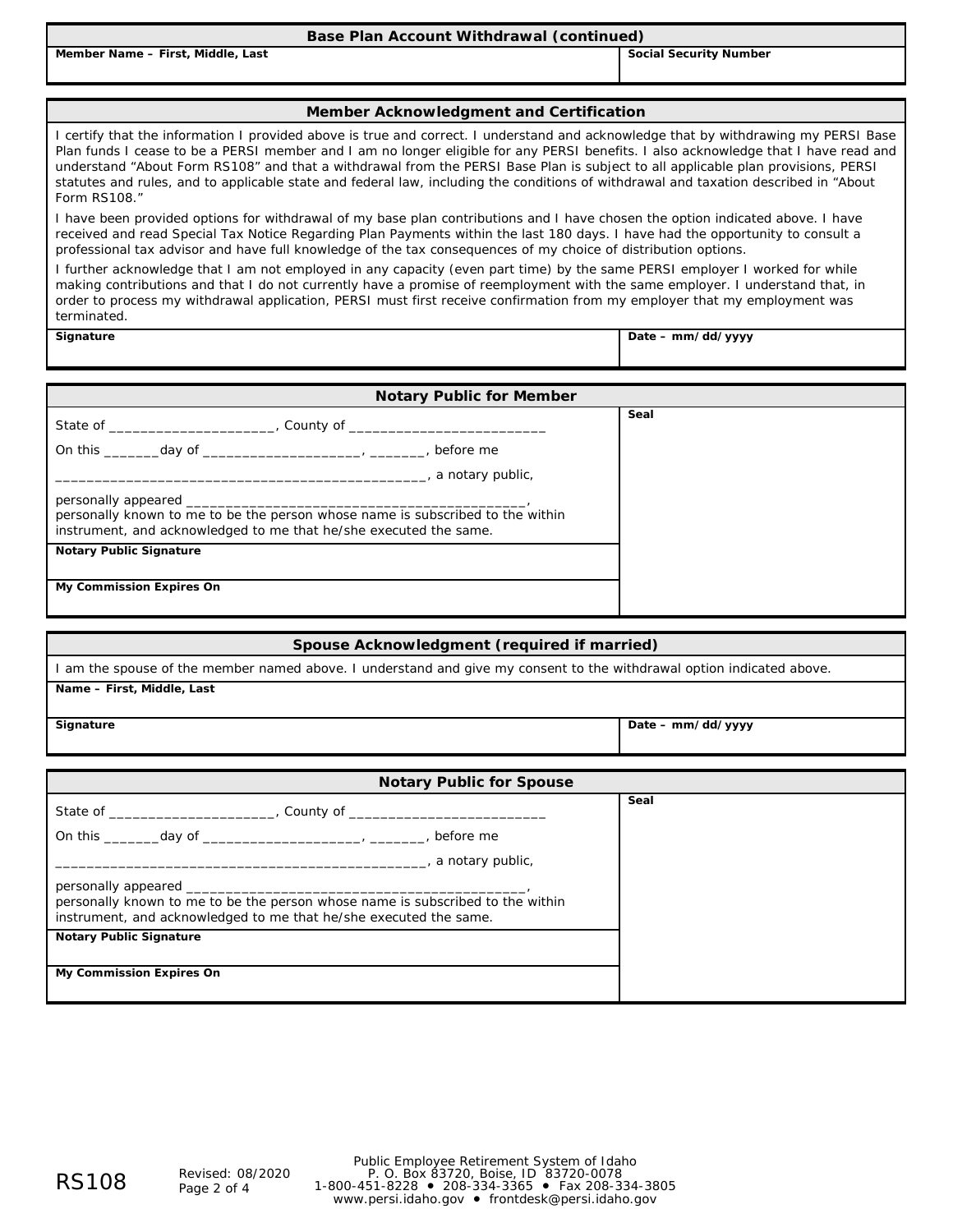## Base Plan Account Withdrawal (continued)

| Member Name – First, Middle, Last | Social Security Number |
|---|---|
| | |

## Member Acknowledgment and Certification

I certify that the information I provided above is true and correct. I understand and acknowledge that by withdrawing my PERSI Base Plan funds I cease to be a PERSI member and I am no longer eligible for any PERSI benefits. I also acknowledge that I have read and understand "About Form RS108" and that a withdrawal from the PERSI Base Plan is subject to all applicable plan provisions, PERSI statutes and rules, and to applicable state and federal law, including the conditions of withdrawal and taxation described in "About Form RS108."

I have been provided options for withdrawal of my base plan contributions and I have chosen the option indicated above. I have received and read Special Tax Notice Regarding Plan Payments within the last 180 days. I have had the opportunity to consult a professional tax advisor and have full knowledge of the tax consequences of my choice of distribution options.

I further acknowledge that I am not employed in any capacity (even part time) by the same PERSI employer I worked for while making contributions and that I do not currently have a promise of reemployment with the same employer. I understand that, in order to process my withdrawal application, PERSI must first receive confirmation from my employer that my employment was terminated.

| Signature | Date – mm/dd/yyyy |
|---|---|
| | |

## Notary Public for Member

State of ______________________, County of ___________________________

On this ________day of _____________________, ________, before me

_________________________________________________, a notary public,

personally appeared ____________________________________________,
personally known to me to be the person whose name is subscribed to the within instrument, and acknowledged to me that he/she executed the same.

**Notary Public Signature**

**My Commission Expires On**

**Seal**

## Spouse Acknowledgment (required if married)

I am the spouse of the member named above. I understand and give my consent to the withdrawal option indicated above.

| Name – First, Middle, Last | |
|---|---|
| | |
| **Signature** | **Date – mm/dd/yyyy** |
| | |

## Notary Public for Spouse

State of ______________________, County of ___________________________

On this ________day of _____________________, ________, before me

_________________________________________________, a notary public,

personally appeared ____________________________________________,
personally known to me to be the person whose name is subscribed to the within instrument, and acknowledged to me that he/she executed the same.

**Notary Public Signature**

**My Commission Expires On**

**Seal**

RS108 Revised: 08/2020

Public Employee Retirement System of Idaho
P. O. Box 83720, Boise, ID 83720-0078
1-800-451-8228 • 208-334-3365 • Fax 208-334-3805
www.persi.idaho.gov • frontdesk@persi.idaho.gov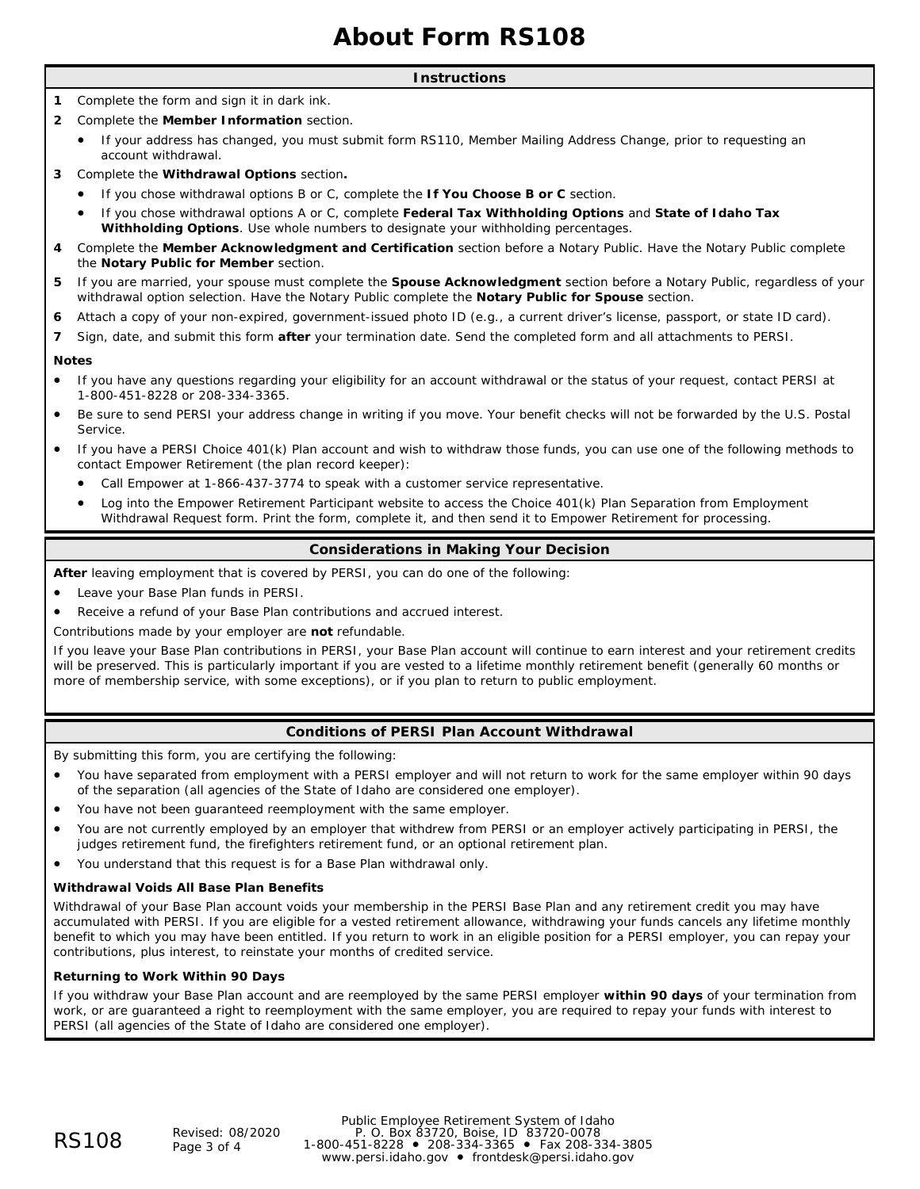# About Form RS108

## Instructions

1. Complete the form and sign it in dark ink.
2. Complete the **Member Information** section.
   - If your address has changed, you must submit form RS110, Member Mailing Address Change, prior to requesting an account withdrawal.
3. Complete the **Withdrawal Options** section**.**
   - If you chose withdrawal options B or C, complete the **If You Choose B or C** section.
   - If you chose withdrawal options A or C, complete **Federal Tax Withholding Options** and **State of Idaho Tax Withholding Options**. Use whole numbers to designate your withholding percentages.
4. Complete the **Member Acknowledgment and Certification** section before a Notary Public. Have the Notary Public complete the **Notary Public for Member** section.
5. If you are married, your spouse must complete the **Spouse Acknowledgment** section before a Notary Public, regardless of your withdrawal option selection. Have the Notary Public complete the **Notary Public for Spouse** section.
6. Attach a copy of your non-expired, government-issued photo ID (e.g., a current driver's license, passport, or state ID card).
7. Sign, date, and submit this form **after** your termination date. Send the completed form and all attachments to PERSI.

**Notes**

- If you have any questions regarding your eligibility for an account withdrawal or the status of your request, contact PERSI at 1-800-451-8228 or 208-334-3365.
- Be sure to send PERSI your address change in writing if you move. Your benefit checks will not be forwarded by the U.S. Postal Service.
- If you have a PERSI Choice 401(k) Plan account and wish to withdraw those funds, you can use one of the following methods to contact Empower Retirement (the plan record keeper):
  - Call Empower at 1-866-437-3774 to speak with a customer service representative.
  - Log into the Empower Retirement Participant website to access the Choice 401(k) Plan Separation from Employment Withdrawal Request form. Print the form, complete it, and then send it to Empower Retirement for processing.

## Considerations in Making Your Decision

**After** leaving employment that is covered by PERSI, you can do one of the following:

- Leave your Base Plan funds in PERSI.
- Receive a refund of your Base Plan contributions and accrued interest.

Contributions made by your employer are **not** refundable.

If you leave your Base Plan contributions in PERSI, your Base Plan account will continue to earn interest and your retirement credits will be preserved. This is particularly important if you are vested to a lifetime monthly retirement benefit (generally 60 months or more of membership service, with some exceptions), or if you plan to return to public employment.

## Conditions of PERSI Plan Account Withdrawal

By submitting this form, you are certifying the following:

- You have separated from employment with a PERSI employer and will not return to work for the same employer within 90 days of the separation (all agencies of the State of Idaho are considered one employer).
- You have not been guaranteed reemployment with the same employer.
- You are not currently employed by an employer that withdrew from PERSI or an employer actively participating in PERSI, the judges retirement fund, the firefighters retirement fund, or an optional retirement plan.
- You understand that this request is for a Base Plan withdrawal only.

**Withdrawal Voids All Base Plan Benefits**

Withdrawal of your Base Plan account voids your membership in the PERSI Base Plan and any retirement credit you may have accumulated with PERSI. If you are eligible for a vested retirement allowance, withdrawing your funds cancels any lifetime monthly benefit to which you may have been entitled. If you return to work in an eligible position for a PERSI employer, you can repay your contributions, plus interest, to reinstate your months of credited service.

**Returning to Work Within 90 Days**

If you withdraw your Base Plan account and are reemployed by the same PERSI employer **within 90 days** of your termination from work, or are guaranteed a right to reemployment with the same employer, you are required to repay your funds with interest to PERSI (all agencies of the State of Idaho are considered one employer).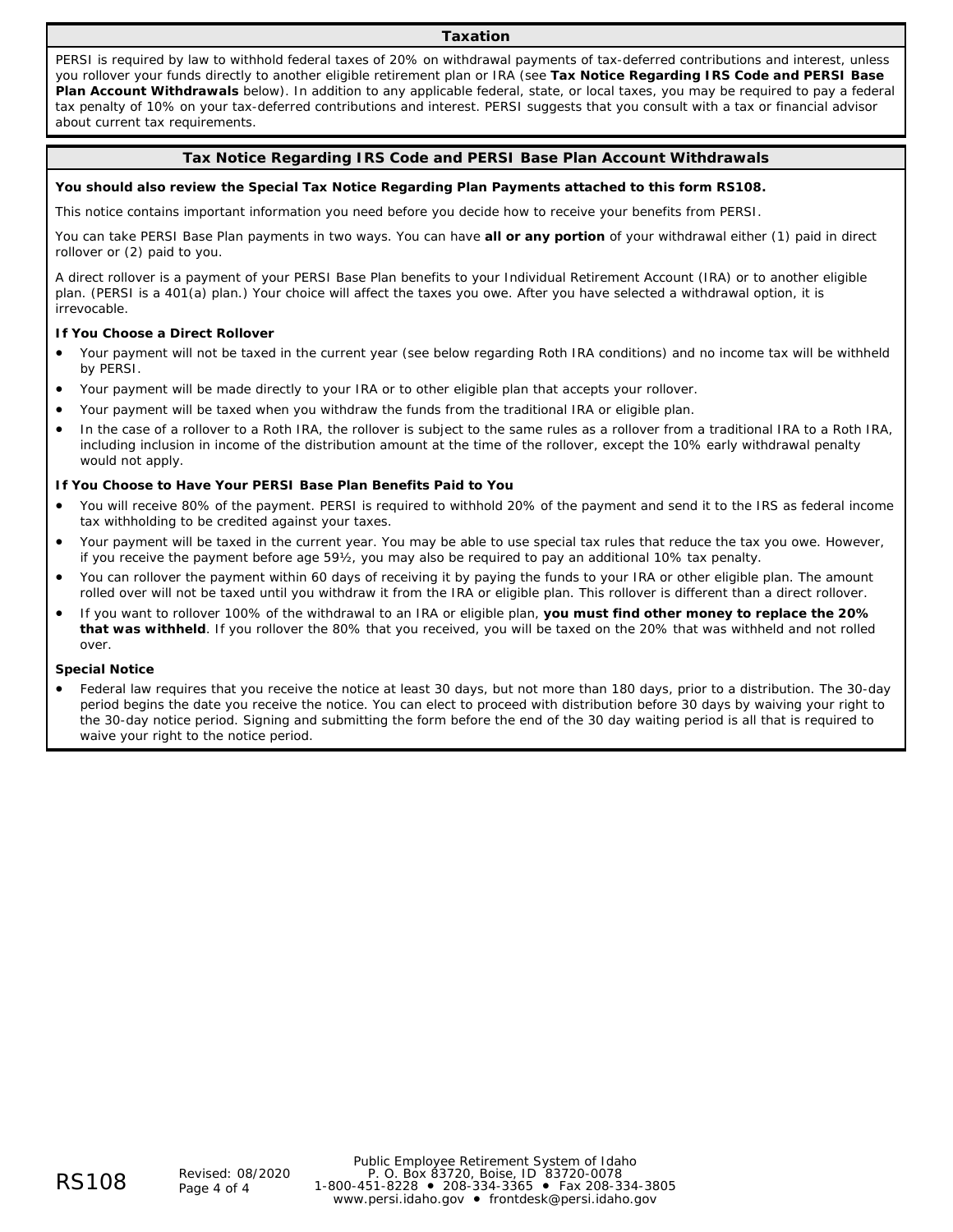## Taxation

PERSI is required by law to withhold federal taxes of 20% on withdrawal payments of tax-deferred contributions and interest, unless you rollover your funds directly to another eligible retirement plan or IRA (see **Tax Notice Regarding IRS Code and PERSI Base Plan Account Withdrawals** below). In addition to any applicable federal, state, or local taxes, you may be required to pay a federal tax penalty of 10% on your tax-deferred contributions and interest. PERSI suggests that you consult with a tax or financial advisor about current tax requirements.

## Tax Notice Regarding IRS Code and PERSI Base Plan Account Withdrawals

**You should also review the Special Tax Notice Regarding Plan Payments attached to this form RS108.**

This notice contains important information you need before you decide how to receive your benefits from PERSI.

You can take PERSI Base Plan payments in two ways. You can have **all or any portion** of your withdrawal either (1) paid in direct rollover or (2) paid to you.

A direct rollover is a payment of your PERSI Base Plan benefits to your Individual Retirement Account (IRA) or to another eligible plan. (PERSI is a 401(a) plan.) Your choice will affect the taxes you owe. After you have selected a withdrawal option, it is irrevocable.

### If You Choose a Direct Rollover

- Your payment will not be taxed in the current year (see below regarding Roth IRA conditions) and no income tax will be withheld by PERSI.
- Your payment will be made directly to your IRA or to other eligible plan that accepts your rollover.
- Your payment will be taxed when you withdraw the funds from the traditional IRA or eligible plan.
- In the case of a rollover to a Roth IRA, the rollover is subject to the same rules as a rollover from a traditional IRA to a Roth IRA, including inclusion in income of the distribution amount at the time of the rollover, except the 10% early withdrawal penalty would not apply.

### If You Choose to Have Your PERSI Base Plan Benefits Paid to You

- You will receive 80% of the payment. PERSI is required to withhold 20% of the payment and send it to the IRS as federal income tax withholding to be credited against your taxes.
- Your payment will be taxed in the current year. You may be able to use special tax rules that reduce the tax you owe. However, if you receive the payment before age 59½, you may also be required to pay an additional 10% tax penalty.
- You can rollover the payment within 60 days of receiving it by paying the funds to your IRA or other eligible plan. The amount rolled over will not be taxed until you withdraw it from the IRA or eligible plan. This rollover is different than a direct rollover.
- If you want to rollover 100% of the withdrawal to an IRA or eligible plan, **you must find other money to replace the 20% that was withheld**. If you rollover the 80% that you received, you will be taxed on the 20% that was withheld and not rolled over.

### Special Notice

- Federal law requires that you receive the notice at least 30 days, but not more than 180 days, prior to a distribution. The 30-day period begins the date you receive the notice. You can elect to proceed with distribution before 30 days by waiving your right to the 30-day notice period. Signing and submitting the form before the end of the 30 day waiting period is all that is required to waive your right to the notice period.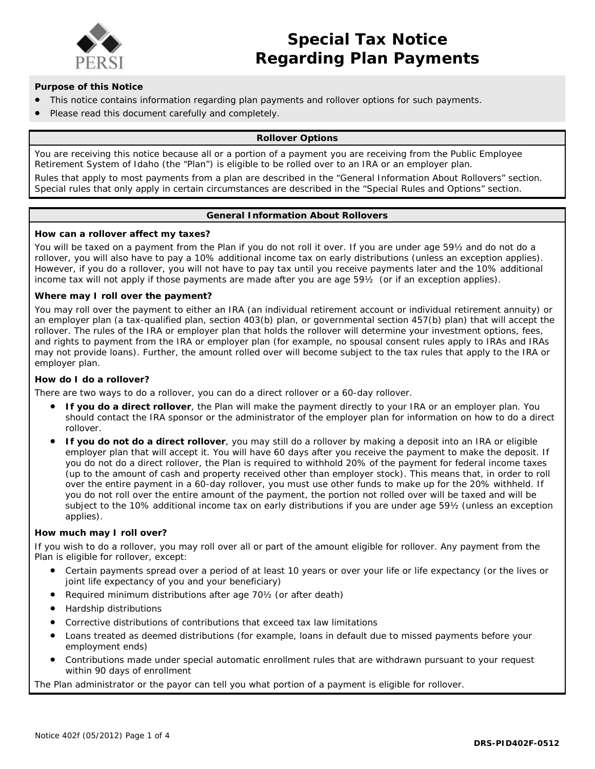PERSI

# Special Tax Notice Regarding Plan Payments

**Purpose of this Notice**

- This notice contains information regarding plan payments and rollover options for such payments.
- Please read this document carefully and completely.

## Rollover Options

You are receiving this notice because all or a portion of a payment you are receiving from the Public Employee Retirement System of Idaho (the "Plan") is eligible to be rolled over to an IRA or an employer plan.

Rules that apply to most payments from a plan are described in the "General Information About Rollovers" section. Special rules that only apply in certain circumstances are described in the "Special Rules and Options" section.

## General Information About Rollovers

**How can a rollover affect my taxes?**

You will be taxed on a payment from the Plan if you do not roll it over. If you are under age 59½ and do not do a rollover, you will also have to pay a 10% additional income tax on early distributions (unless an exception applies). However, if you do a rollover, you will not have to pay tax until you receive payments later and the 10% additional income tax will not apply if those payments are made after you are age 59½ (or if an exception applies).

**Where may I roll over the payment?**

You may roll over the payment to either an IRA (an individual retirement account or individual retirement annuity) or an employer plan (a tax-qualified plan, section 403(b) plan, or governmental section 457(b) plan) that will accept the rollover. The rules of the IRA or employer plan that holds the rollover will determine your investment options, fees, and rights to payment from the IRA or employer plan (for example, no spousal consent rules apply to IRAs and IRAs may not provide loans). Further, the amount rolled over will become subject to the tax rules that apply to the IRA or employer plan.

**How do I do a rollover?**

There are two ways to do a rollover, you can do a direct rollover or a 60-day rollover.

- **If you do a direct rollover**, the Plan will make the payment directly to your IRA or an employer plan. You should contact the IRA sponsor or the administrator of the employer plan for information on how to do a direct rollover.
- **If you do not do a direct rollover**, you may still do a rollover by making a deposit into an IRA or eligible employer plan that will accept it. You will have 60 days after you receive the payment to make the deposit. If you do not do a direct rollover, the Plan is required to withhold 20% of the payment for federal income taxes (up to the amount of cash and property received other than employer stock). This means that, in order to roll over the entire payment in a 60-day rollover, you must use other funds to make up for the 20% withheld. If you do not roll over the entire amount of the payment, the portion not rolled over will be taxed and will be subject to the 10% additional income tax on early distributions if you are under age 59½ (unless an exception applies).

**How much may I roll over?**

If you wish to do a rollover, you may roll over all or part of the amount eligible for rollover. Any payment from the Plan is eligible for rollover, except:

- Certain payments spread over a period of at least 10 years or over your life or life expectancy (or the lives or joint life expectancy of you and your beneficiary)
- Required minimum distributions after age 70½ (or after death)
- Hardship distributions
- Corrective distributions of contributions that exceed tax law limitations
- Loans treated as deemed distributions (for example, loans in default due to missed payments before your employment ends)
- Contributions made under special automatic enrollment rules that are withdrawn pursuant to your request within 90 days of enrollment

The Plan administrator or the payor can tell you what portion of a payment is eligible for rollover.

Notice 402f (05/2012)

DRS-PID402F-0512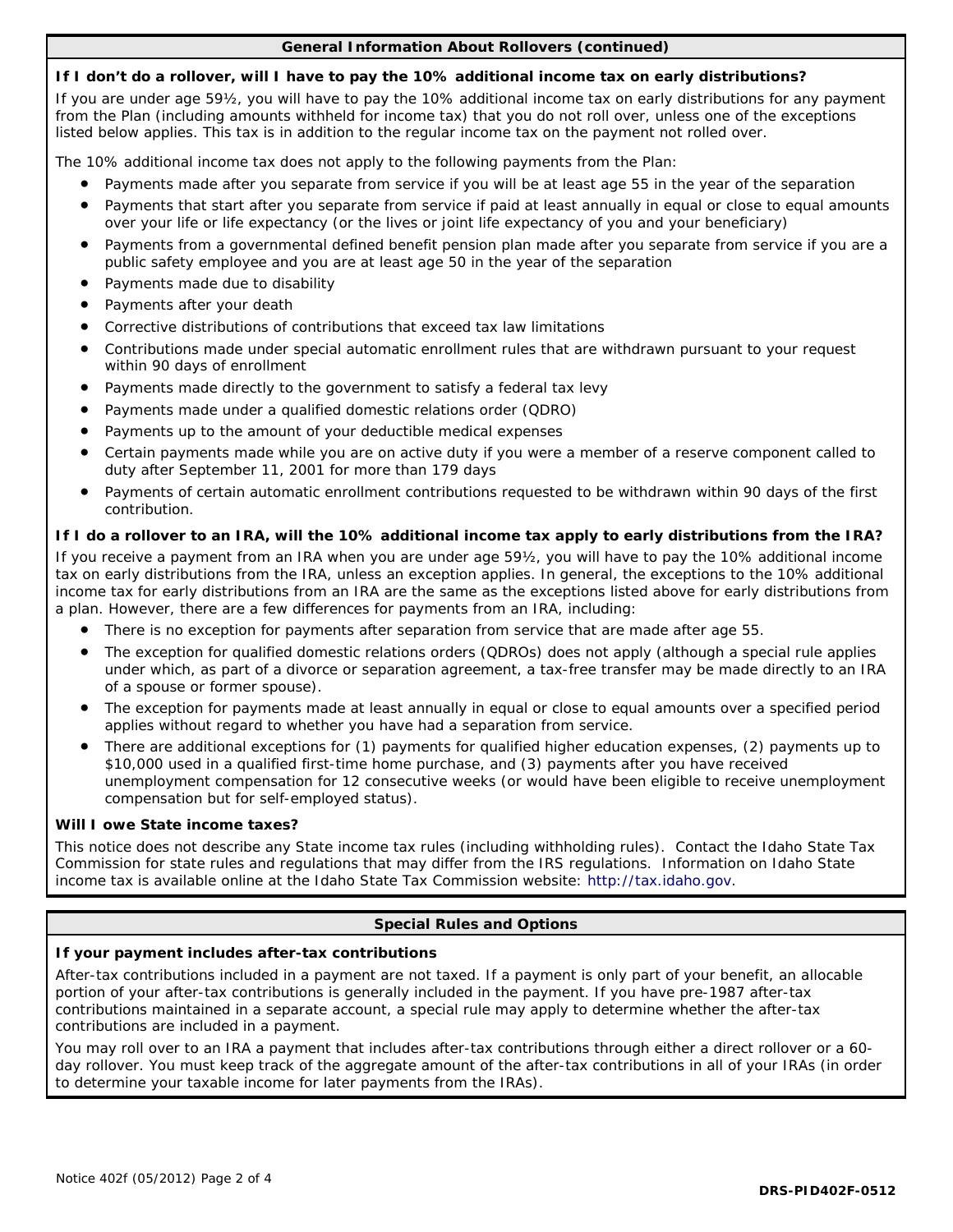## General Information About Rollovers (continued)

### If I don't do a rollover, will I have to pay the 10% additional income tax on early distributions?

If you are under age 59½, you will have to pay the 10% additional income tax on early distributions for any payment from the Plan (including amounts withheld for income tax) that you do not roll over, unless one of the exceptions listed below applies. This tax is in addition to the regular income tax on the payment not rolled over.

The 10% additional income tax does not apply to the following payments from the Plan:

- Payments made after you separate from service if you will be at least age 55 in the year of the separation
- Payments that start after you separate from service if paid at least annually in equal or close to equal amounts over your life or life expectancy (or the lives or joint life expectancy of you and your beneficiary)
- Payments from a governmental defined benefit pension plan made after you separate from service if you are a public safety employee and you are at least age 50 in the year of the separation
- Payments made due to disability
- Payments after your death
- Corrective distributions of contributions that exceed tax law limitations
- Contributions made under special automatic enrollment rules that are withdrawn pursuant to your request within 90 days of enrollment
- Payments made directly to the government to satisfy a federal tax levy
- Payments made under a qualified domestic relations order (QDRO)
- Payments up to the amount of your deductible medical expenses
- Certain payments made while you are on active duty if you were a member of a reserve component called to duty after September 11, 2001 for more than 179 days
- Payments of certain automatic enrollment contributions requested to be withdrawn within 90 days of the first contribution.

### If I do a rollover to an IRA, will the 10% additional income tax apply to early distributions from the IRA?

If you receive a payment from an IRA when you are under age 59½, you will have to pay the 10% additional income tax on early distributions from the IRA, unless an exception applies. In general, the exceptions to the 10% additional income tax for early distributions from an IRA are the same as the exceptions listed above for early distributions from a plan. However, there are a few differences for payments from an IRA, including:

- There is no exception for payments after separation from service that are made after age 55.
- The exception for qualified domestic relations orders (QDROs) does not apply (although a special rule applies under which, as part of a divorce or separation agreement, a tax-free transfer may be made directly to an IRA of a spouse or former spouse).
- The exception for payments made at least annually in equal or close to equal amounts over a specified period applies without regard to whether you have had a separation from service.
- There are additional exceptions for (1) payments for qualified higher education expenses, (2) payments up to $10,000 used in a qualified first-time home purchase, and (3) payments after you have received unemployment compensation for 12 consecutive weeks (or would have been eligible to receive unemployment compensation but for self-employed status).

### Will I owe State income taxes?

This notice does not describe any State income tax rules (including withholding rules). Contact the Idaho State Tax Commission for state rules and regulations that may differ from the IRS regulations. Information on Idaho State income tax is available online at the Idaho State Tax Commission website: http://tax.idaho.gov.

## Special Rules and Options

### If your payment includes after-tax contributions

After-tax contributions included in a payment are not taxed. If a payment is only part of your benefit, an allocable portion of your after-tax contributions is generally included in the payment. If you have pre-1987 after-tax contributions maintained in a separate account, a special rule may apply to determine whether the after-tax contributions are included in a payment.

You may roll over to an IRA a payment that includes after-tax contributions through either a direct rollover or a 60-day rollover. You must keep track of the aggregate amount of the after-tax contributions in all of your IRAs (in order to determine your taxable income for later payments from the IRAs).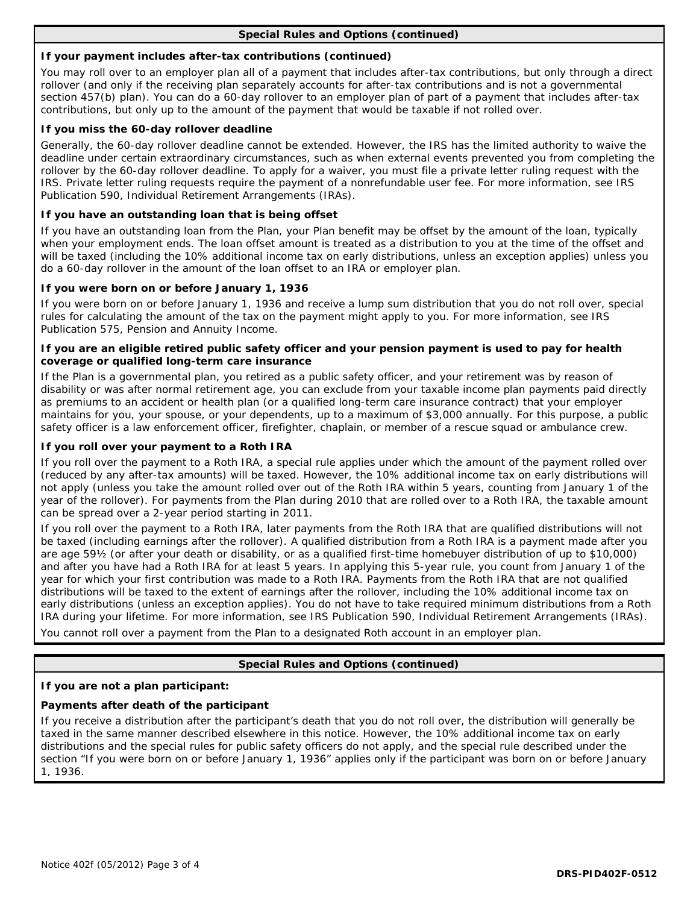## Special Rules and Options (continued)

### If your payment includes after-tax contributions (continued)

You may roll over to an employer plan all of a payment that includes after-tax contributions, but only through a direct rollover (and only if the receiving plan separately accounts for after-tax contributions and is not a governmental section 457(b) plan). You can do a 60-day rollover to an employer plan of part of a payment that includes after-tax contributions, but only up to the amount of the payment that would be taxable if not rolled over.

### If you miss the 60-day rollover deadline

Generally, the 60-day rollover deadline cannot be extended. However, the IRS has the limited authority to waive the deadline under certain extraordinary circumstances, such as when external events prevented you from completing the rollover by the 60-day rollover deadline. To apply for a waiver, you must file a private letter ruling request with the IRS. Private letter ruling requests require the payment of a nonrefundable user fee. For more information, see IRS Publication 590, Individual Retirement Arrangements (IRAs).

### If you have an outstanding loan that is being offset

If you have an outstanding loan from the Plan, your Plan benefit may be offset by the amount of the loan, typically when your employment ends. The loan offset amount is treated as a distribution to you at the time of the offset and will be taxed (including the 10% additional income tax on early distributions, unless an exception applies) unless you do a 60-day rollover in the amount of the loan offset to an IRA or employer plan.

### If you were born on or before January 1, 1936

If you were born on or before January 1, 1936 and receive a lump sum distribution that you do not roll over, special rules for calculating the amount of the tax on the payment might apply to you. For more information, see IRS Publication 575, Pension and Annuity Income.

### If you are an eligible retired public safety officer and your pension payment is used to pay for health coverage or qualified long-term care insurance

If the Plan is a governmental plan, you retired as a public safety officer, and your retirement was by reason of disability or was after normal retirement age, you can exclude from your taxable income plan payments paid directly as premiums to an accident or health plan (or a qualified long-term care insurance contract) that your employer maintains for you, your spouse, or your dependents, up to a maximum of $3,000 annually. For this purpose, a public safety officer is a law enforcement officer, firefighter, chaplain, or member of a rescue squad or ambulance crew.

### If you roll over your payment to a Roth IRA

If you roll over the payment to a Roth IRA, a special rule applies under which the amount of the payment rolled over (reduced by any after-tax amounts) will be taxed. However, the 10% additional income tax on early distributions will not apply (unless you take the amount rolled over out of the Roth IRA within 5 years, counting from January 1 of the year of the rollover). For payments from the Plan during 2010 that are rolled over to a Roth IRA, the taxable amount can be spread over a 2-year period starting in 2011.

If you roll over the payment to a Roth IRA, later payments from the Roth IRA that are qualified distributions will not be taxed (including earnings after the rollover). A qualified distribution from a Roth IRA is a payment made after you are age 59½ (or after your death or disability, or as a qualified first-time homebuyer distribution of up to $10,000) and after you have had a Roth IRA for at least 5 years. In applying this 5-year rule, you count from January 1 of the year for which your first contribution was made to a Roth IRA. Payments from the Roth IRA that are not qualified distributions will be taxed to the extent of earnings after the rollover, including the 10% additional income tax on early distributions (unless an exception applies). You do not have to take required minimum distributions from a Roth IRA during your lifetime. For more information, see IRS Publication 590, Individual Retirement Arrangements (IRAs).

You cannot roll over a payment from the Plan to a designated Roth account in an employer plan.

## Special Rules and Options (continued)

### If you are not a plan participant:

### Payments after death of the participant

If you receive a distribution after the participant's death that you do not roll over, the distribution will generally be taxed in the same manner described elsewhere in this notice. However, the 10% additional income tax on early distributions and the special rules for public safety officers do not apply, and the special rule described under the section "If you were born on or before January 1, 1936" applies only if the participant was born on or before January 1, 1936.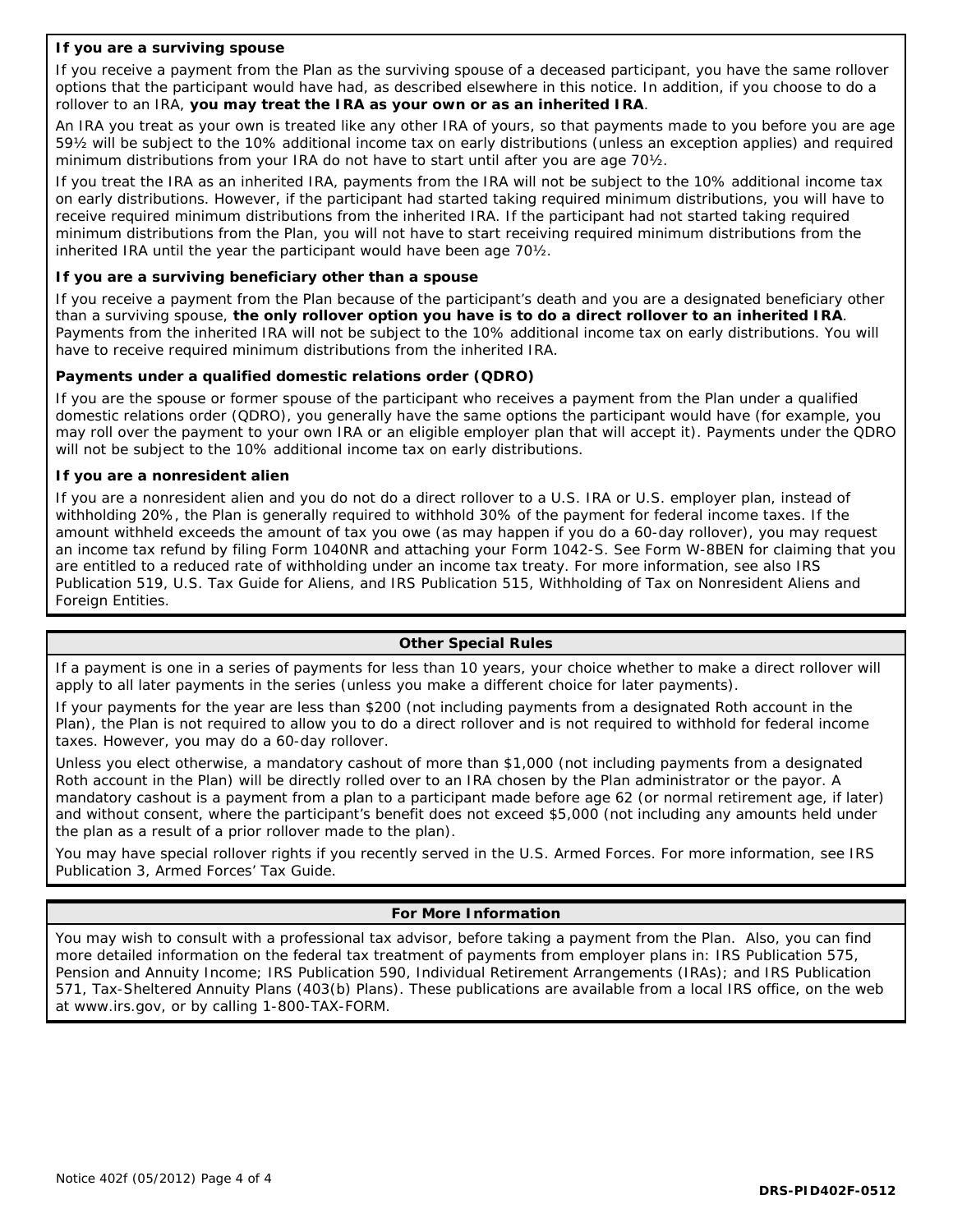**If you are a surviving spouse**

If you receive a payment from the Plan as the surviving spouse of a deceased participant, you have the same rollover options that the participant would have had, as described elsewhere in this notice. In addition, if you choose to do a rollover to an IRA, **you may treat the IRA as your own or as an inherited IRA**.

An IRA you treat as your own is treated like any other IRA of yours, so that payments made to you before you are age 59½ will be subject to the 10% additional income tax on early distributions (unless an exception applies) and required minimum distributions from your IRA do not have to start until after you are age 70½.

If you treat the IRA as an inherited IRA, payments from the IRA will not be subject to the 10% additional income tax on early distributions. However, if the participant had started taking required minimum distributions, you will have to receive required minimum distributions from the inherited IRA. If the participant had not started taking required minimum distributions from the Plan, you will not have to start receiving required minimum distributions from the inherited IRA until the year the participant would have been age 70½.

**If you are a surviving beneficiary other than a spouse**

If you receive a payment from the Plan because of the participant's death and you are a designated beneficiary other than a surviving spouse, **the only rollover option you have is to do a direct rollover to an inherited IRA**. Payments from the inherited IRA will not be subject to the 10% additional income tax on early distributions. You will have to receive required minimum distributions from the inherited IRA.

**Payments under a qualified domestic relations order (QDRO)**

If you are the spouse or former spouse of the participant who receives a payment from the Plan under a qualified domestic relations order (QDRO), you generally have the same options the participant would have (for example, you may roll over the payment to your own IRA or an eligible employer plan that will accept it). Payments under the QDRO will not be subject to the 10% additional income tax on early distributions.

**If you are a nonresident alien**

If you are a nonresident alien and you do not do a direct rollover to a U.S. IRA or U.S. employer plan, instead of withholding 20%, the Plan is generally required to withhold 30% of the payment for federal income taxes. If the amount withheld exceeds the amount of tax you owe (as may happen if you do a 60-day rollover), you may request an income tax refund by filing Form 1040NR and attaching your Form 1042-S. See Form W-8BEN for claiming that you are entitled to a reduced rate of withholding under an income tax treaty. For more information, see also IRS Publication 519, U.S. Tax Guide for Aliens, and IRS Publication 515, Withholding of Tax on Nonresident Aliens and Foreign Entities.

## Other Special Rules

If a payment is one in a series of payments for less than 10 years, your choice whether to make a direct rollover will apply to all later payments in the series (unless you make a different choice for later payments).

If your payments for the year are less than $200 (not including payments from a designated Roth account in the Plan), the Plan is not required to allow you to do a direct rollover and is not required to withhold for federal income taxes. However, you may do a 60-day rollover.

Unless you elect otherwise, a mandatory cashout of more than $1,000 (not including payments from a designated Roth account in the Plan) will be directly rolled over to an IRA chosen by the Plan administrator or the payor. A mandatory cashout is a payment from a plan to a participant made before age 62 (or normal retirement age, if later) and without consent, where the participant's benefit does not exceed $5,000 (not including any amounts held under the plan as a result of a prior rollover made to the plan).

You may have special rollover rights if you recently served in the U.S. Armed Forces. For more information, see IRS Publication 3, Armed Forces' Tax Guide.

## For More Information

You may wish to consult with a professional tax advisor, before taking a payment from the Plan. Also, you can find more detailed information on the federal tax treatment of payments from employer plans in: IRS Publication 575, Pension and Annuity Income; IRS Publication 590, Individual Retirement Arrangements (IRAs); and IRS Publication 571, Tax-Sheltered Annuity Plans (403(b) Plans). These publications are available from a local IRS office, on the web at www.irs.gov, or by calling 1-800-TAX-FORM.

Notice 402f (05/2012)

DRS-PID402F-0512